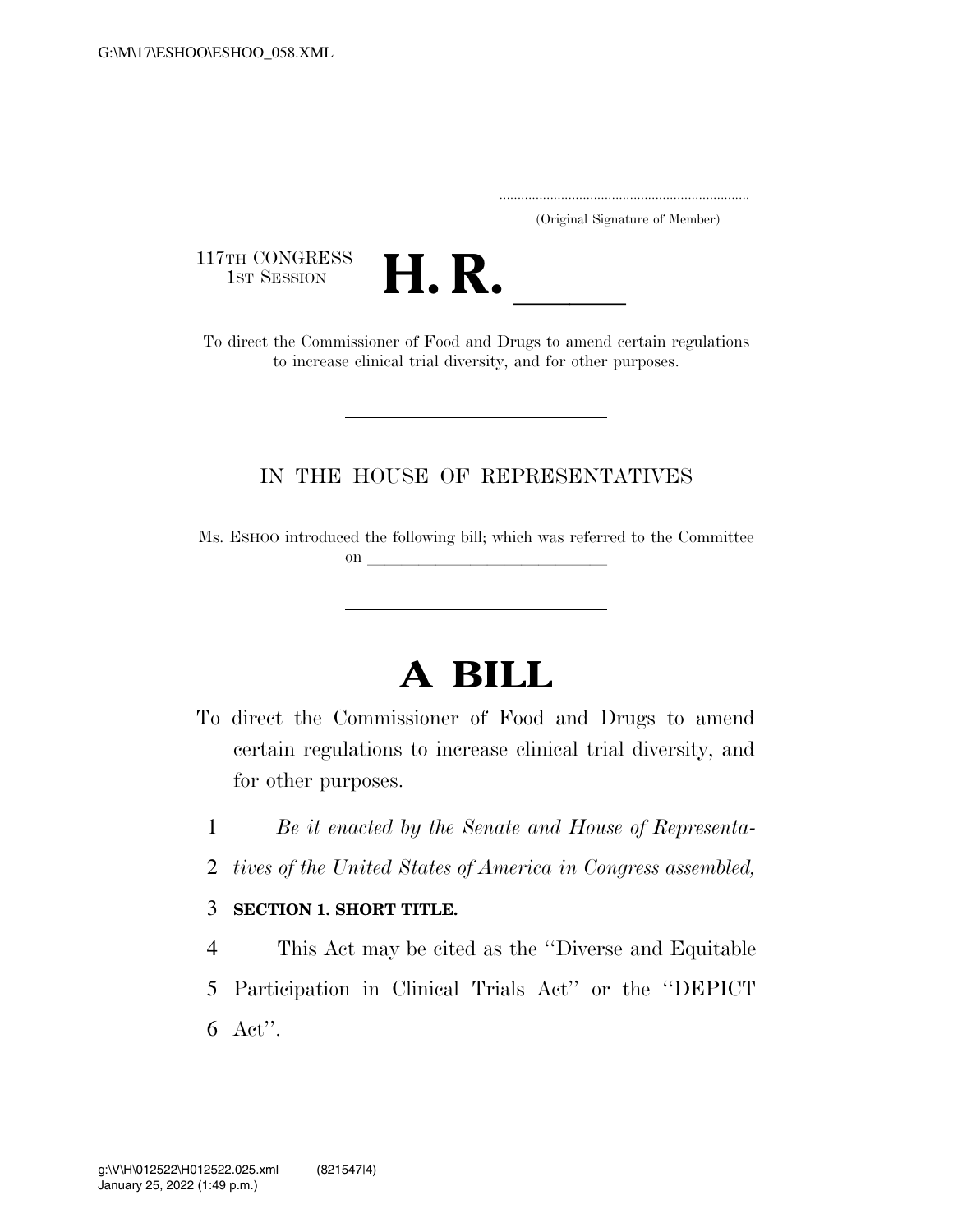(Original Signature of Member)

117TH CONGRESS
1ST SESSION

# H. R. ______

To direct the Commissioner of Food and Drugs to amend certain regulations to increase clinical trial diversity, and for other purposes.

---

IN THE HOUSE OF REPRESENTATIVES

Ms. ESHOO introduced the following bill; which was referred to the Committee on ______________________________

---

# A BILL

To direct the Commissioner of Food and Drugs to amend certain regulations to increase clinical trial diversity, and for other purposes.

1 *Be it enacted by the Senate and House of Representa-*
2 *tives of the United States of America in Congress assembled,*

3 **SECTION 1. SHORT TITLE.**

4 This Act may be cited as the ''Diverse and Equitable
5 Participation in Clinical Trials Act'' or the ''DEPICT
6 Act''.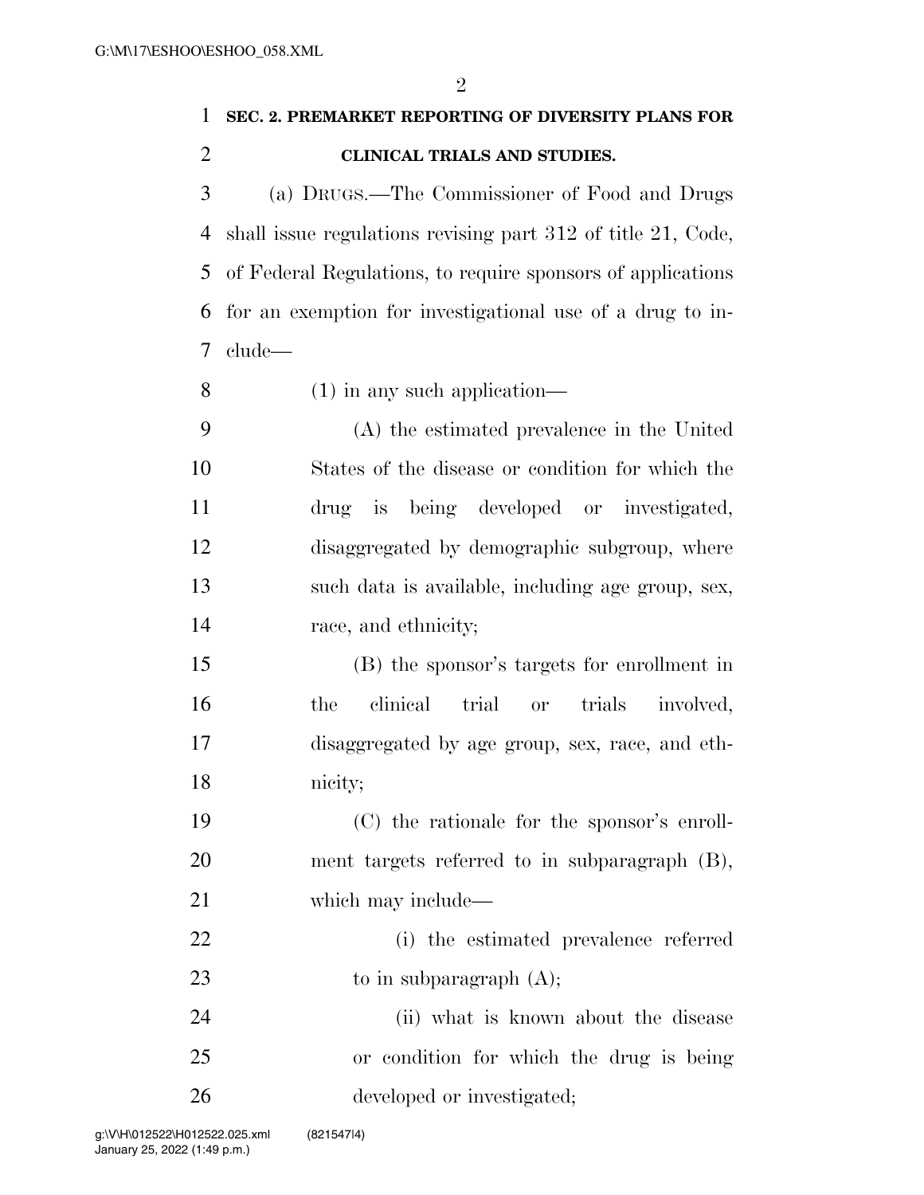**SEC. 2. PREMARKET REPORTING OF DIVERSITY PLANS FOR CLINICAL TRIALS AND STUDIES.**

(a) DRUGS.—The Commissioner of Food and Drugs shall issue regulations revising part 312 of title 21, Code, of Federal Regulations, to require sponsors of applications for an exemption for investigational use of a drug to include—

(1) in any such application—

(A) the estimated prevalence in the United States of the disease or condition for which the drug is being developed or investigated, disaggregated by demographic subgroup, where such data is available, including age group, sex, race, and ethnicity;

(B) the sponsor's targets for enrollment in the clinical trial or trials involved, disaggregated by age group, sex, race, and ethnicity;

(C) the rationale for the sponsor's enrollment targets referred to in subparagraph (B), which may include—

(i) the estimated prevalence referred to in subparagraph (A);

(ii) what is known about the disease or condition for which the drug is being developed or investigated;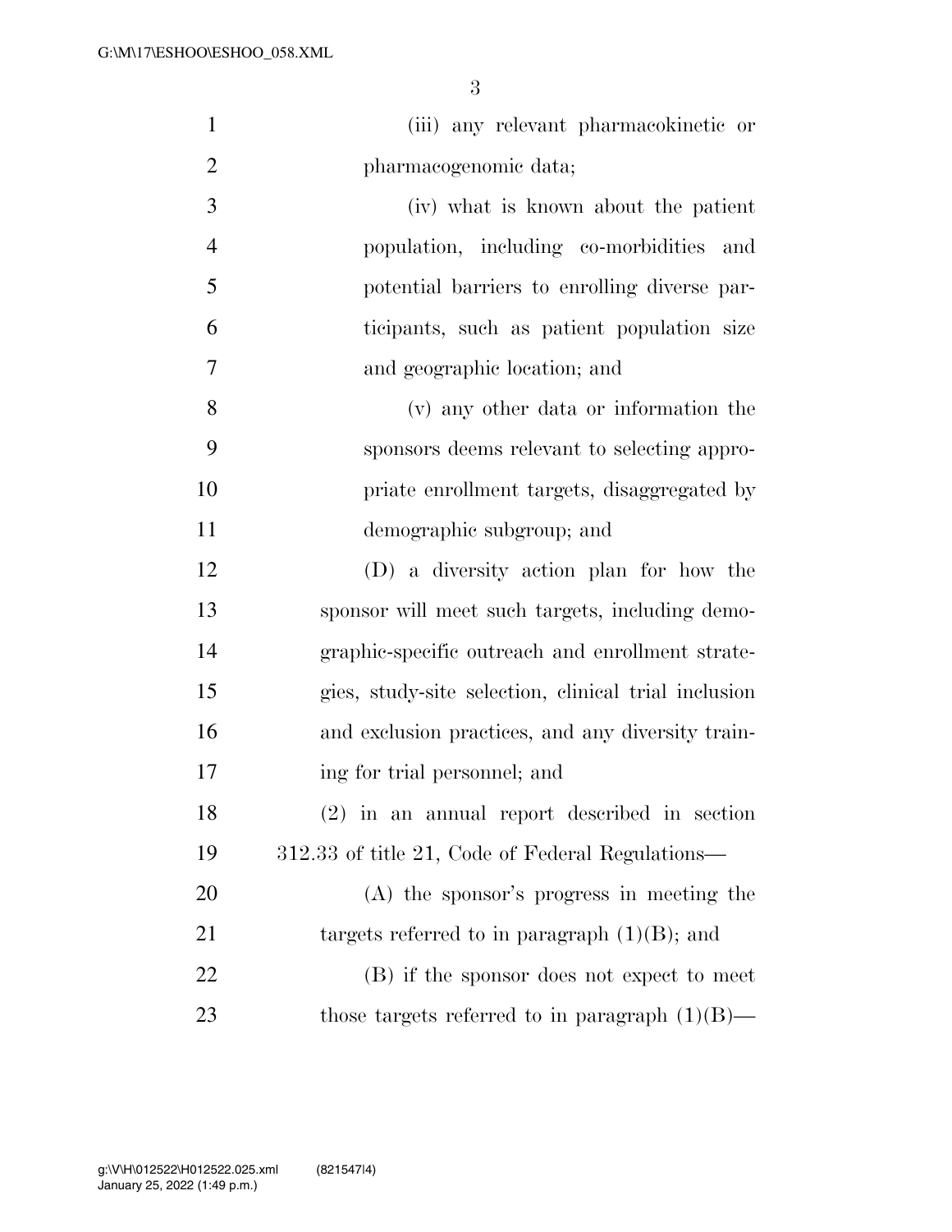(iii) any relevant pharmacokinetic or pharmacogenomic data;

(iv) what is known about the patient population, including co-morbidities and potential barriers to enrolling diverse participants, such as patient population size and geographic location; and

(v) any other data or information the sponsors deems relevant to selecting appropriate enrollment targets, disaggregated by demographic subgroup; and

(D) a diversity action plan for how the sponsor will meet such targets, including demographic-specific outreach and enrollment strategies, study-site selection, clinical trial inclusion and exclusion practices, and any diversity training for trial personnel; and

(2) in an annual report described in section 312.33 of title 21, Code of Federal Regulations—

(A) the sponsor's progress in meeting the targets referred to in paragraph (1)(B); and

(B) if the sponsor does not expect to meet those targets referred to in paragraph (1)(B)—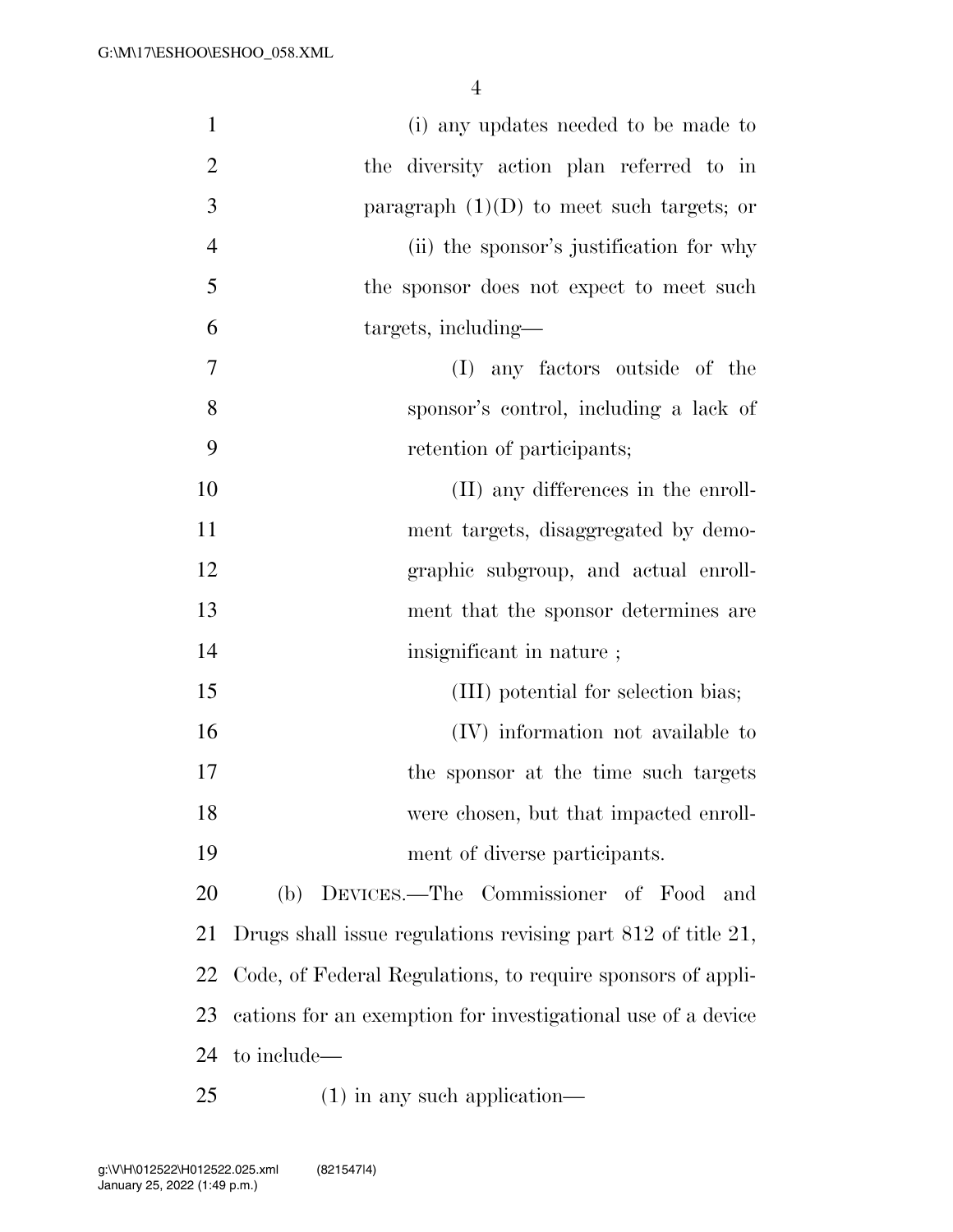(i) any updates needed to be made to the diversity action plan referred to in paragraph (1)(D) to meet such targets; or

(ii) the sponsor's justification for why the sponsor does not expect to meet such targets, including—

(I) any factors outside of the sponsor's control, including a lack of retention of participants;

(II) any differences in the enrollment targets, disaggregated by demographic subgroup, and actual enrollment that the sponsor determines are insignificant in nature ;

(III) potential for selection bias;

(IV) information not available to the sponsor at the time such targets were chosen, but that impacted enrollment of diverse participants.

(b) DEVICES.—The Commissioner of Food and Drugs shall issue regulations revising part 812 of title 21, Code, of Federal Regulations, to require sponsors of applications for an exemption for investigational use of a device to include—

(1) in any such application—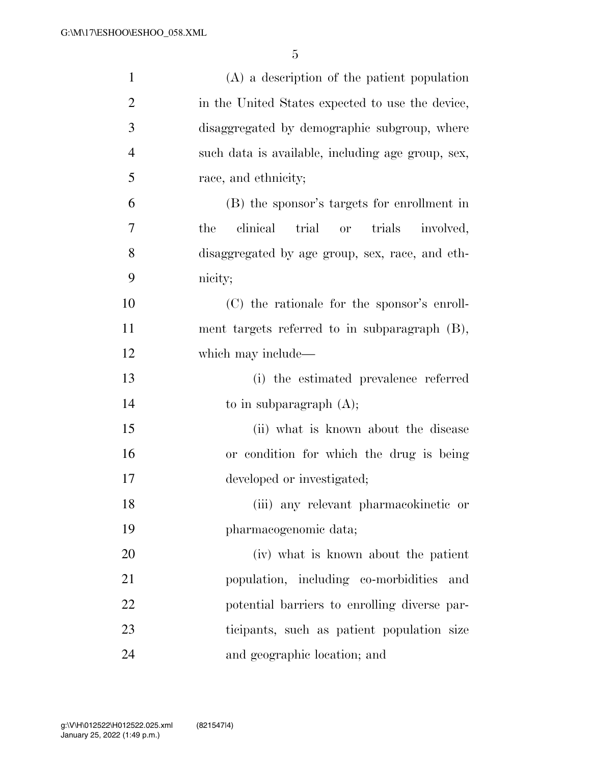(A) a description of the patient population in the United States expected to use the device, disaggregated by demographic subgroup, where such data is available, including age group, sex, race, and ethnicity;

(B) the sponsor's targets for enrollment in the clinical trial or trials involved, disaggregated by age group, sex, race, and ethnicity;

(C) the rationale for the sponsor's enrollment targets referred to in subparagraph (B), which may include—

(i) the estimated prevalence referred to in subparagraph (A);

(ii) what is known about the disease or condition for which the drug is being developed or investigated;

(iii) any relevant pharmacokinetic or pharmacogenomic data;

(iv) what is known about the patient population, including co-morbidities and potential barriers to enrolling diverse participants, such as patient population size and geographic location; and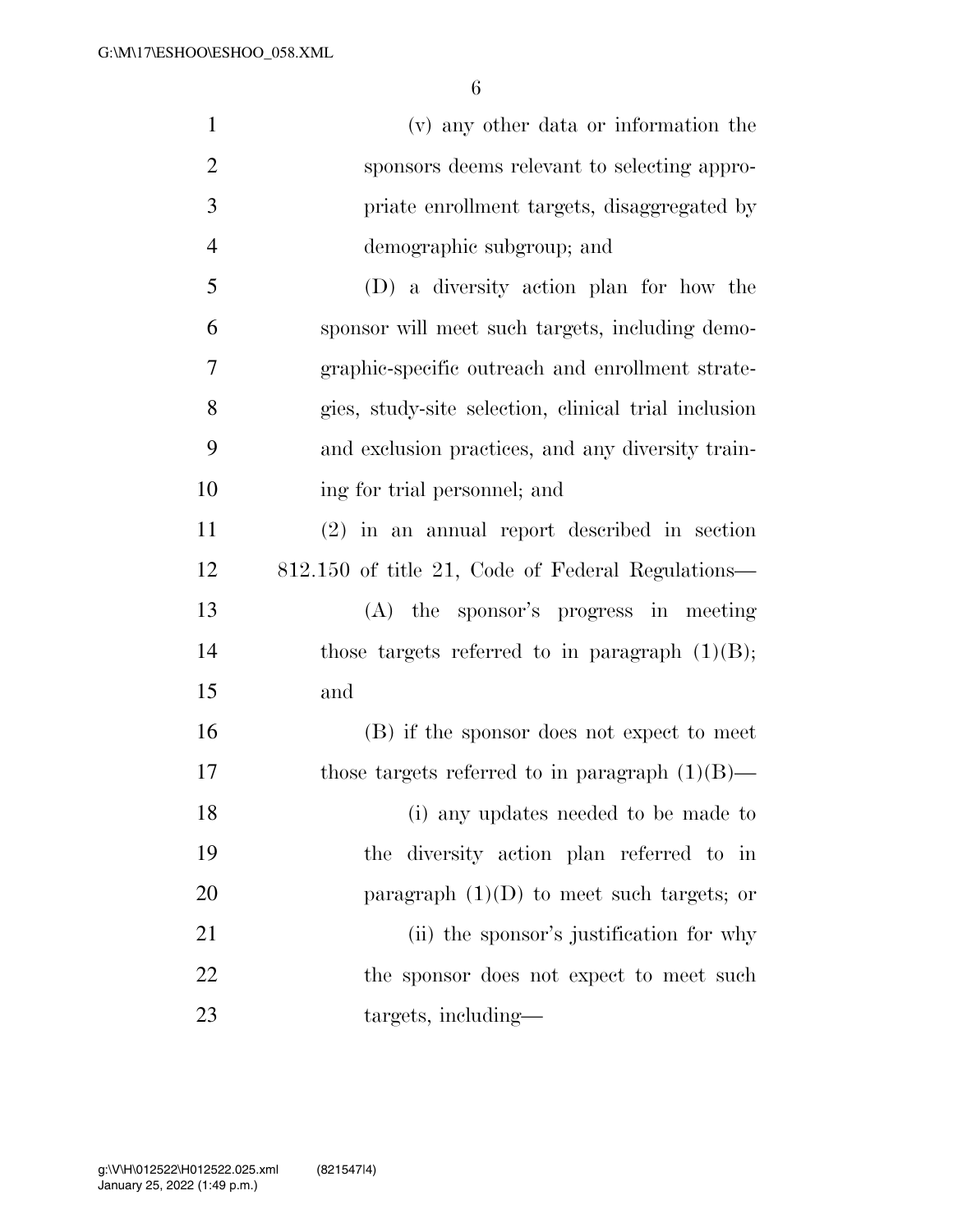(v) any other data or information the sponsors deems relevant to selecting appropriate enrollment targets, disaggregated by demographic subgroup; and

(D) a diversity action plan for how the sponsor will meet such targets, including demographic-specific outreach and enrollment strategies, study-site selection, clinical trial inclusion and exclusion practices, and any diversity training for trial personnel; and

(2) in an annual report described in section 812.150 of title 21, Code of Federal Regulations—

(A) the sponsor's progress in meeting those targets referred to in paragraph (1)(B); and

(B) if the sponsor does not expect to meet those targets referred to in paragraph (1)(B)—

(i) any updates needed to be made to the diversity action plan referred to in paragraph (1)(D) to meet such targets; or

(ii) the sponsor's justification for why the sponsor does not expect to meet such targets, including—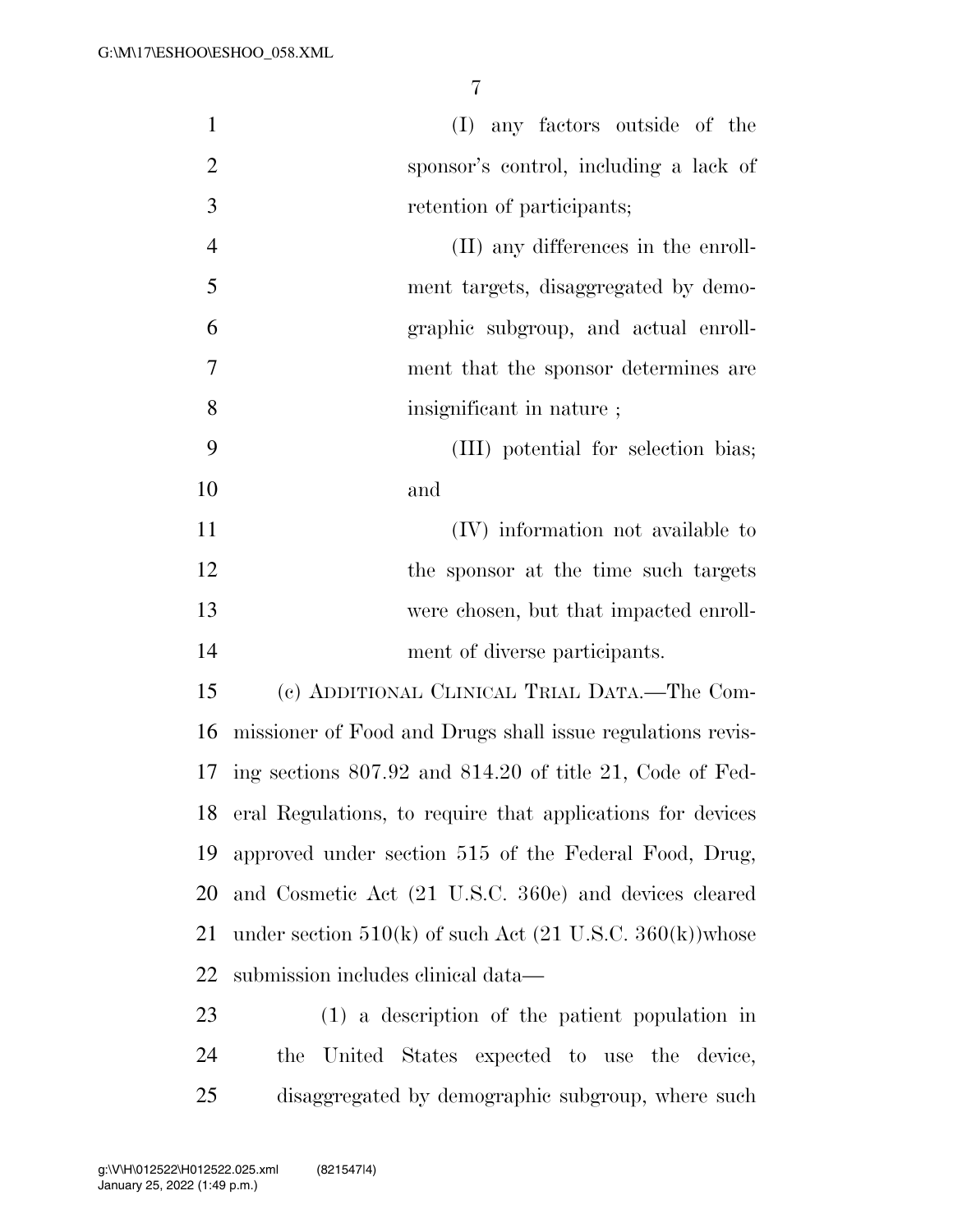(I) any factors outside of the sponsor's control, including a lack of retention of participants;

(II) any differences in the enrollment targets, disaggregated by demographic subgroup, and actual enrollment that the sponsor determines are insignificant in nature ;

(III) potential for selection bias; and

(IV) information not available to the sponsor at the time such targets were chosen, but that impacted enrollment of diverse participants.

(c) ADDITIONAL CLINICAL TRIAL DATA.—The Commissioner of Food and Drugs shall issue regulations revising sections 807.92 and 814.20 of title 21, Code of Federal Regulations, to require that applications for devices approved under section 515 of the Federal Food, Drug, and Cosmetic Act (21 U.S.C. 360e) and devices cleared under section 510(k) of such Act (21 U.S.C. 360(k))whose submission includes clinical data—

(1) a description of the patient population in the United States expected to use the device, disaggregated by demographic subgroup, where such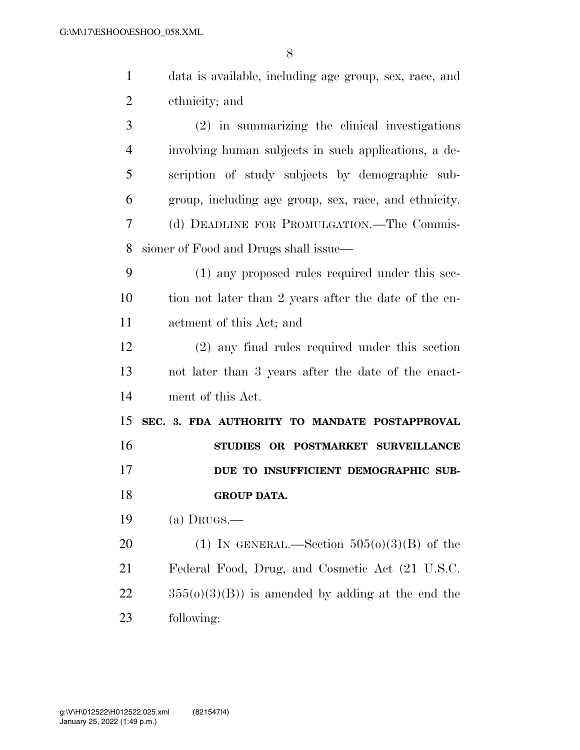data is available, including age group, sex, race, and ethnicity; and

(2) in summarizing the clinical investigations involving human subjects in such applications, a description of study subjects by demographic subgroup, including age group, sex, race, and ethnicity.

(d) DEADLINE FOR PROMULGATION.—The Commissioner of Food and Drugs shall issue—

(1) any proposed rules required under this section not later than 2 years after the date of the enactment of this Act; and

(2) any final rules required under this section not later than 3 years after the date of the enactment of this Act.

**SEC. 3. FDA AUTHORITY TO MANDATE POSTAPPROVAL STUDIES OR POSTMARKET SURVEILLANCE DUE TO INSUFFICIENT DEMOGRAPHIC SUBGROUP DATA.**

(a) DRUGS.—

(1) IN GENERAL.—Section 505(o)(3)(B) of the Federal Food, Drug, and Cosmetic Act (21 U.S.C. 355(o)(3)(B)) is amended by adding at the end the following: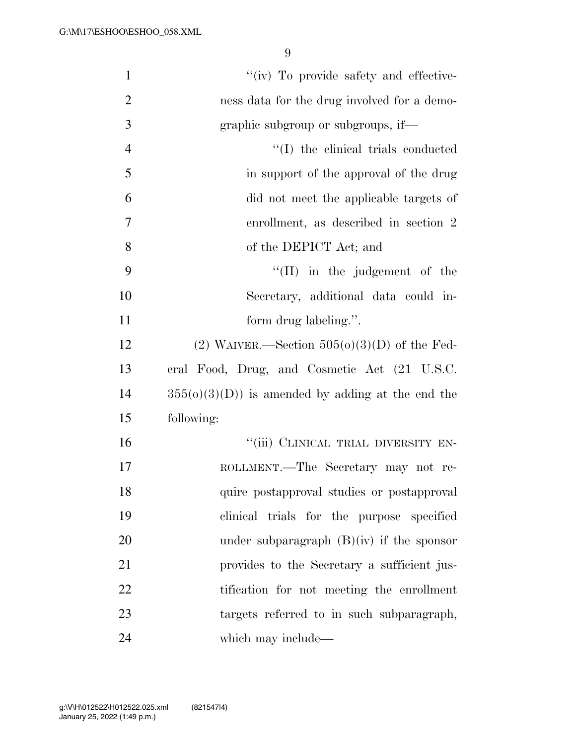''(iv) To provide safety and effectiveness data for the drug involved for a demographic subgroup or subgroups, if—

''(I) the clinical trials conducted in support of the approval of the drug did not meet the applicable targets of enrollment, as described in section 2 of the DEPICT Act; and

''(II) in the judgement of the Secretary, additional data could inform drug labeling.''.

(2) WAIVER.—Section 505(o)(3)(D) of the Federal Food, Drug, and Cosmetic Act (21 U.S.C. 355(o)(3)(D)) is amended by adding at the end the following:

''(iii) CLINICAL TRIAL DIVERSITY ENROLLMENT.—The Secretary may not require postapproval studies or postapproval clinical trials for the purpose specified under subparagraph (B)(iv) if the sponsor provides to the Secretary a sufficient justification for not meeting the enrollment targets referred to in such subparagraph, which may include—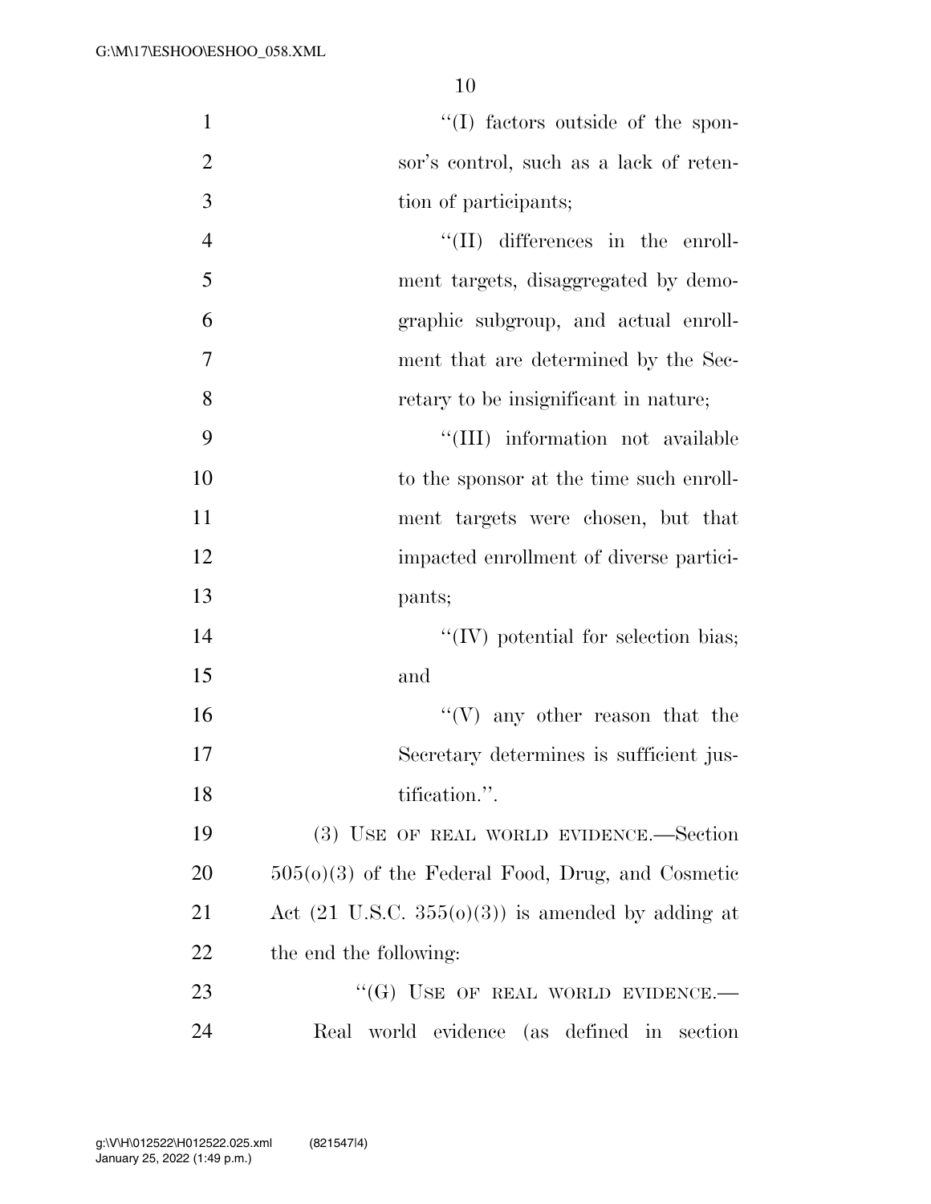''(I) factors outside of the sponsor's control, such as a lack of retention of participants;

''(II) differences in the enrollment targets, disaggregated by demographic subgroup, and actual enrollment that are determined by the Secretary to be insignificant in nature;

''(III) information not available to the sponsor at the time such enrollment targets were chosen, but that impacted enrollment of diverse participants;

''(IV) potential for selection bias; and

''(V) any other reason that the Secretary determines is sufficient justification.''.

(3) USE OF REAL WORLD EVIDENCE.—Section 505(o)(3) of the Federal Food, Drug, and Cosmetic Act (21 U.S.C. 355(o)(3)) is amended by adding at the end the following:

''(G) USE OF REAL WORLD EVIDENCE.—Real world evidence (as defined in section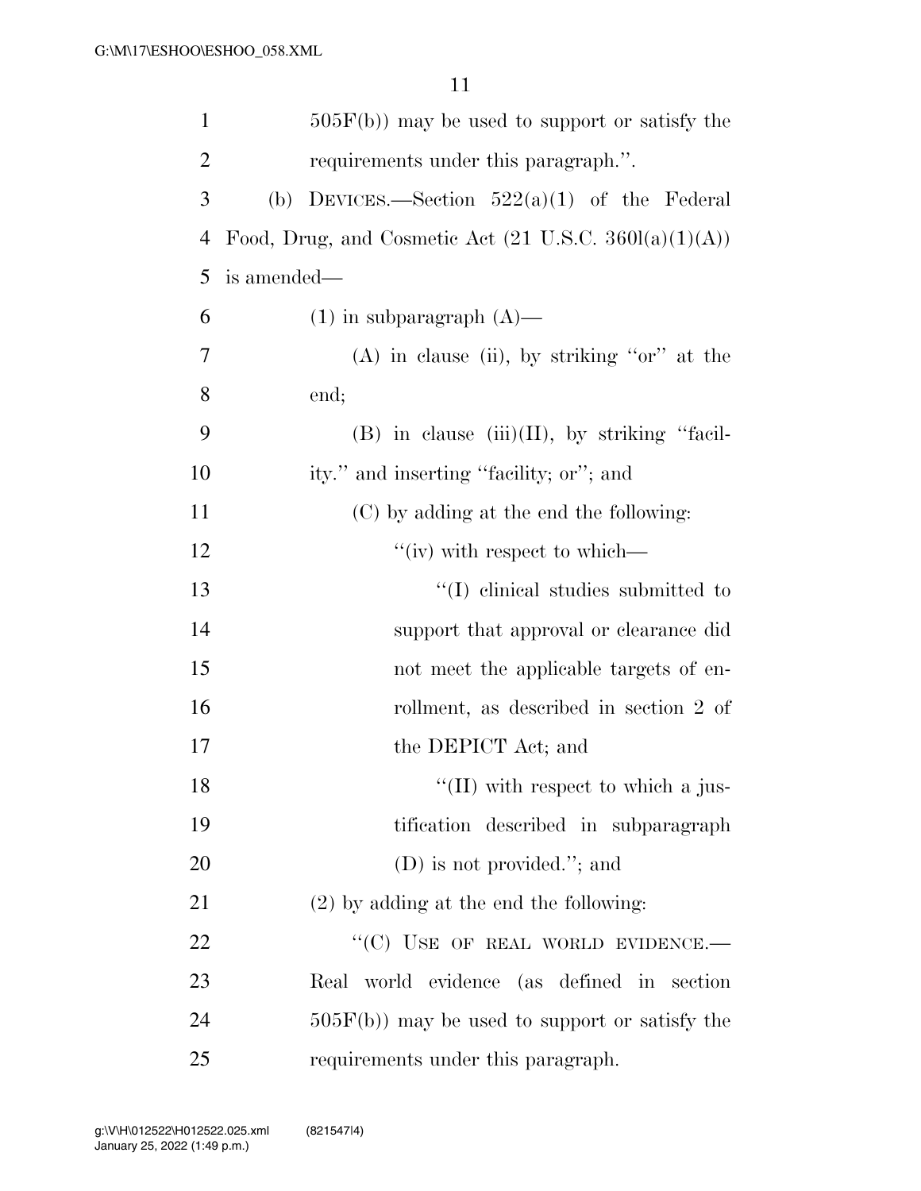505F(b)) may be used to support or satisfy the requirements under this paragraph.''.

(b) DEVICES.—Section 522(a)(1) of the Federal Food, Drug, and Cosmetic Act (21 U.S.C. 360l(a)(1)(A)) is amended—

(1) in subparagraph (A)—

(A) in clause (ii), by striking ''or'' at the end;

(B) in clause (iii)(II), by striking ''facility.'' and inserting ''facility; or''; and

(C) by adding at the end the following:

''(iv) with respect to which—

''(I) clinical studies submitted to support that approval or clearance did not meet the applicable targets of enrollment, as described in section 2 of the DEPICT Act; and

''(II) with respect to which a justification described in subparagraph (D) is not provided.''; and

(2) by adding at the end the following:

''(C) USE OF REAL WORLD EVIDENCE.—Real world evidence (as defined in section 505F(b)) may be used to support or satisfy the requirements under this paragraph.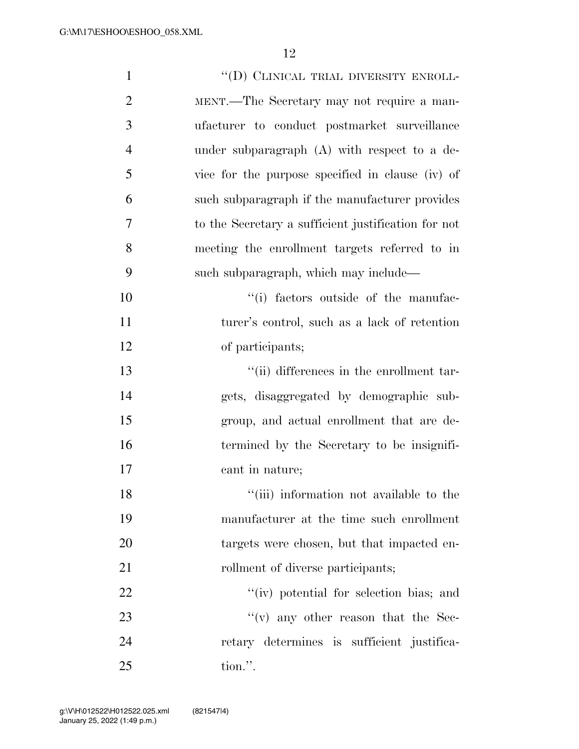"(D) CLINICAL TRIAL DIVERSITY ENROLLMENT.—The Secretary may not require a manufacturer to conduct postmarket surveillance under subparagraph (A) with respect to a device for the purpose specified in clause (iv) of such subparagraph if the manufacturer provides to the Secretary a sufficient justification for not meeting the enrollment targets referred to in such subparagraph, which may include—

"(i) factors outside of the manufacturer's control, such as a lack of retention of participants;

"(ii) differences in the enrollment targets, disaggregated by demographic subgroup, and actual enrollment that are determined by the Secretary to be insignificant in nature;

"(iii) information not available to the manufacturer at the time such enrollment targets were chosen, but that impacted enrollment of diverse participants;

"(iv) potential for selection bias; and

"(v) any other reason that the Secretary determines is sufficient justification.".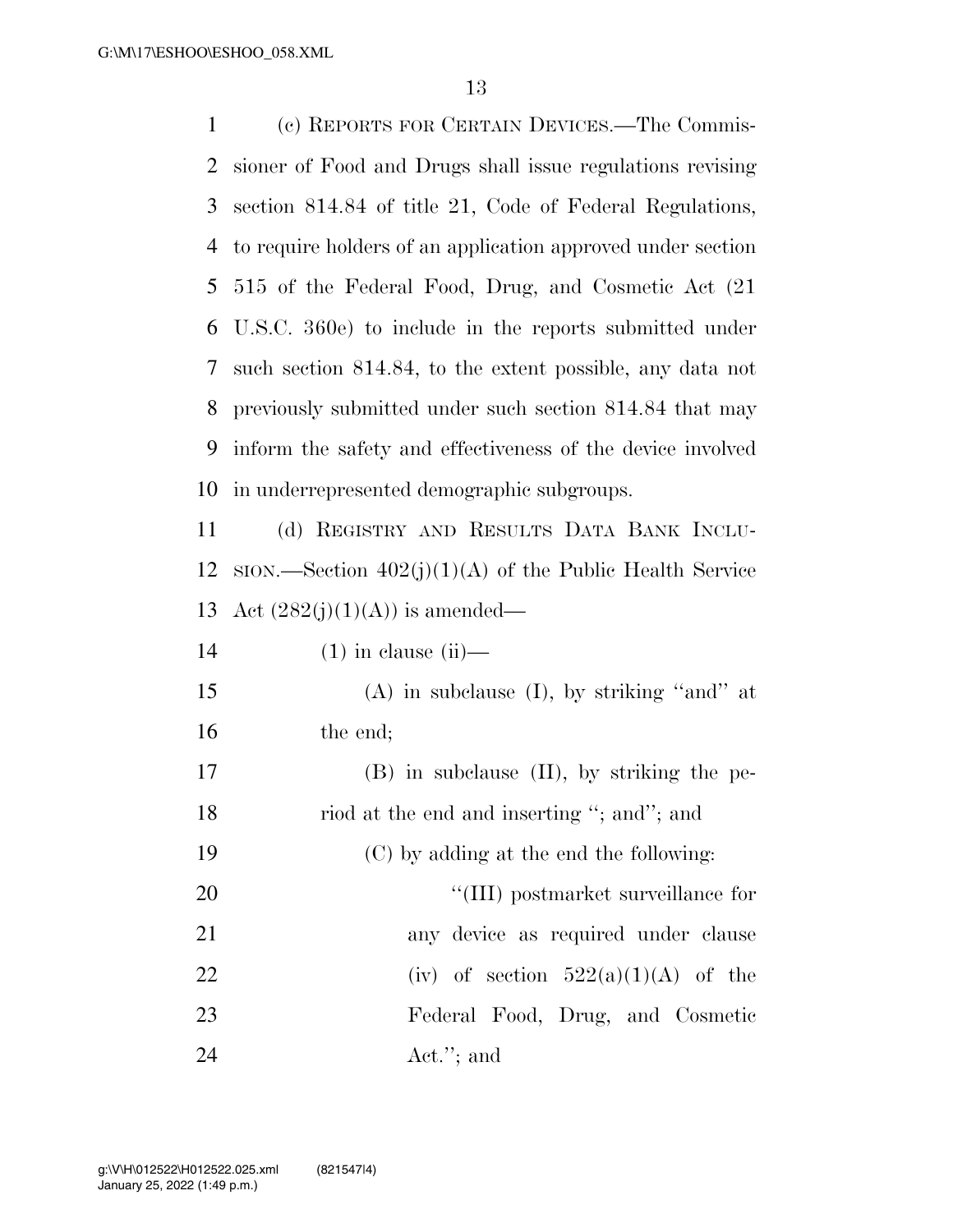(c) REPORTS FOR CERTAIN DEVICES.—The Commissioner of Food and Drugs shall issue regulations revising section 814.84 of title 21, Code of Federal Regulations, to require holders of an application approved under section 515 of the Federal Food, Drug, and Cosmetic Act (21 U.S.C. 360e) to include in the reports submitted under such section 814.84, to the extent possible, any data not previously submitted under such section 814.84 that may inform the safety and effectiveness of the device involved in underrepresented demographic subgroups.

(d) REGISTRY AND RESULTS DATA BANK INCLUSION.—Section 402(j)(1)(A) of the Public Health Service Act (282(j)(1)(A)) is amended—

(1) in clause (ii)—

(A) in subclause (I), by striking ''and'' at the end;

(B) in subclause (II), by striking the period at the end and inserting ''; and''; and

(C) by adding at the end the following:

''(III) postmarket surveillance for any device as required under clause (iv) of section 522(a)(1)(A) of the Federal Food, Drug, and Cosmetic Act.''; and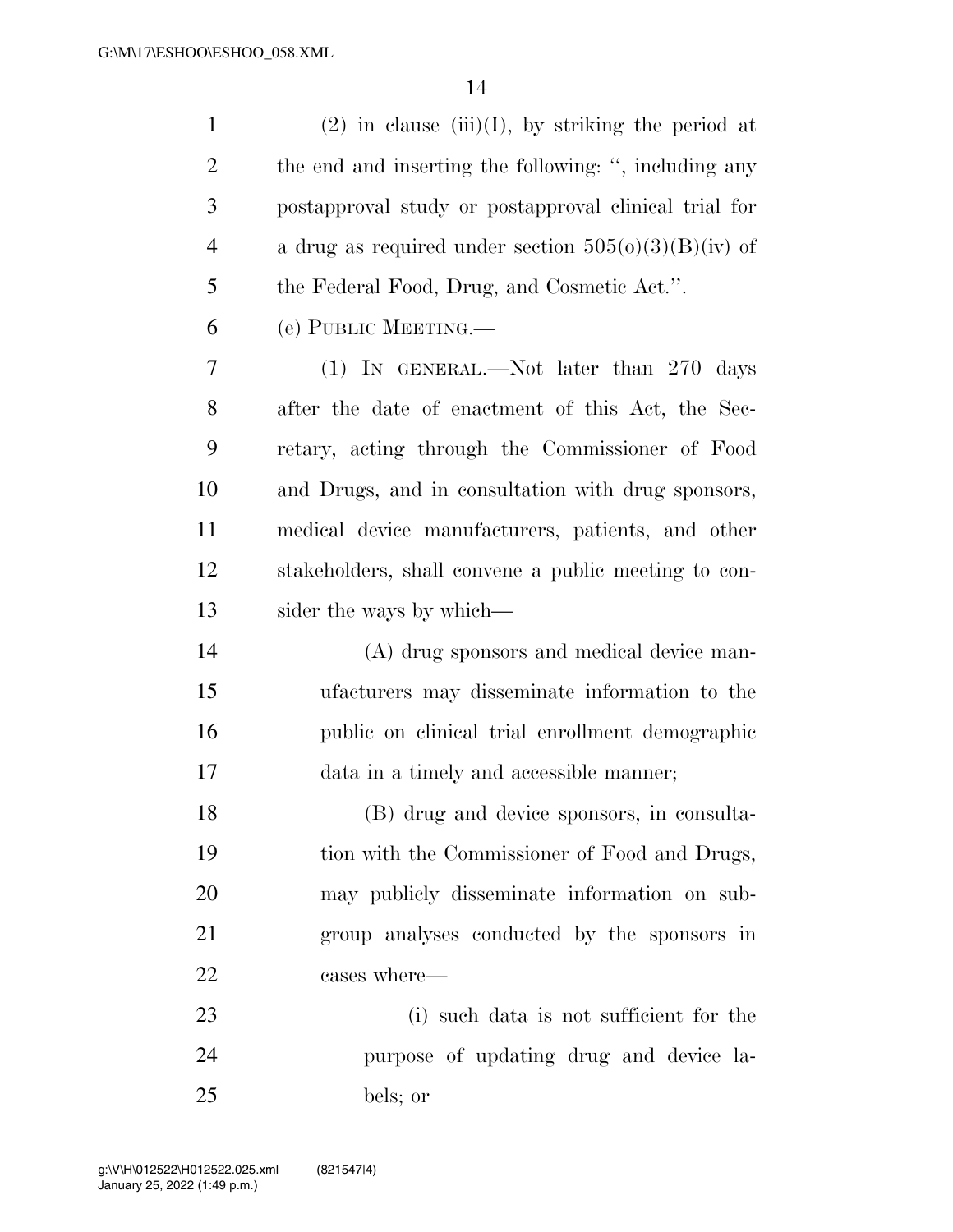(2) in clause (iii)(I), by striking the period at the end and inserting the following: ", including any postapproval study or postapproval clinical trial for a drug as required under section 505(o)(3)(B)(iv) of the Federal Food, Drug, and Cosmetic Act.".

(e) PUBLIC MEETING.—

(1) IN GENERAL.—Not later than 270 days after the date of enactment of this Act, the Secretary, acting through the Commissioner of Food and Drugs, and in consultation with drug sponsors, medical device manufacturers, patients, and other stakeholders, shall convene a public meeting to consider the ways by which—

(A) drug sponsors and medical device manufacturers may disseminate information to the public on clinical trial enrollment demographic data in a timely and accessible manner;

(B) drug and device sponsors, in consultation with the Commissioner of Food and Drugs, may publicly disseminate information on subgroup analyses conducted by the sponsors in cases where—

(i) such data is not sufficient for the purpose of updating drug and device labels; or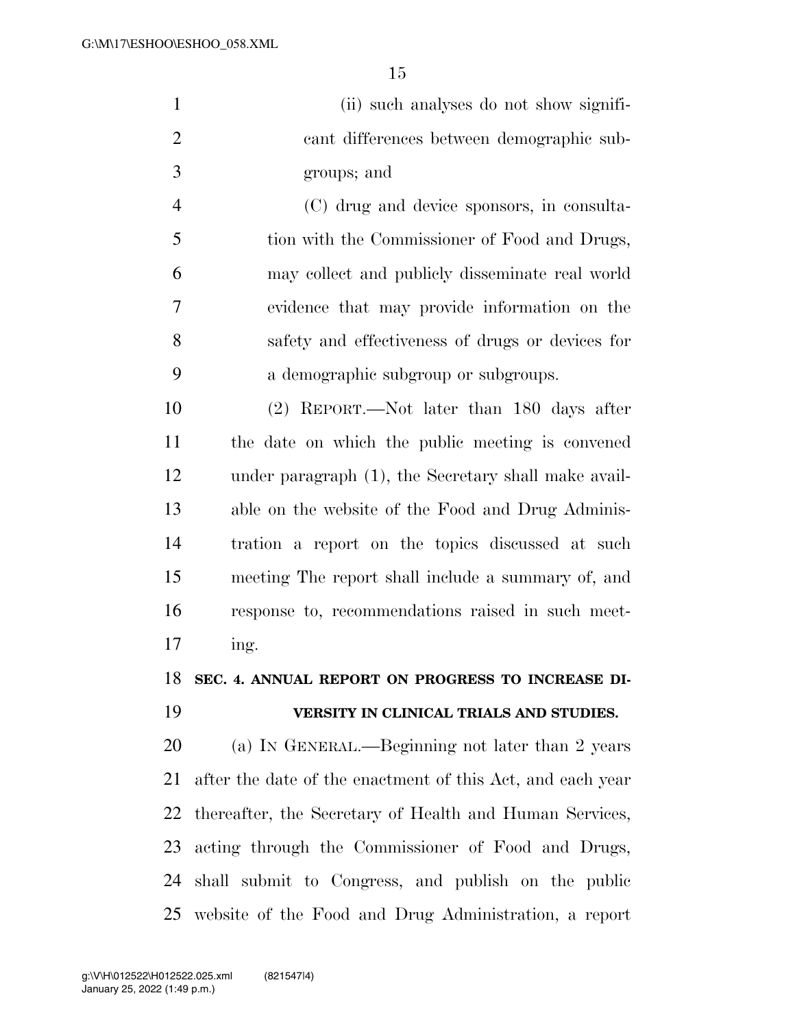(ii) such analyses do not show significant differences between demographic subgroups; and

(C) drug and device sponsors, in consultation with the Commissioner of Food and Drugs, may collect and publicly disseminate real world evidence that may provide information on the safety and effectiveness of drugs or devices for a demographic subgroup or subgroups.

(2) REPORT.—Not later than 180 days after the date on which the public meeting is convened under paragraph (1), the Secretary shall make available on the website of the Food and Drug Administration a report on the topics discussed at such meeting The report shall include a summary of, and response to, recommendations raised in such meeting.

**SEC. 4. ANNUAL REPORT ON PROGRESS TO INCREASE DIVERSITY IN CLINICAL TRIALS AND STUDIES.**

(a) IN GENERAL.—Beginning not later than 2 years after the date of the enactment of this Act, and each year thereafter, the Secretary of Health and Human Services, acting through the Commissioner of Food and Drugs, shall submit to Congress, and publish on the public website of the Food and Drug Administration, a report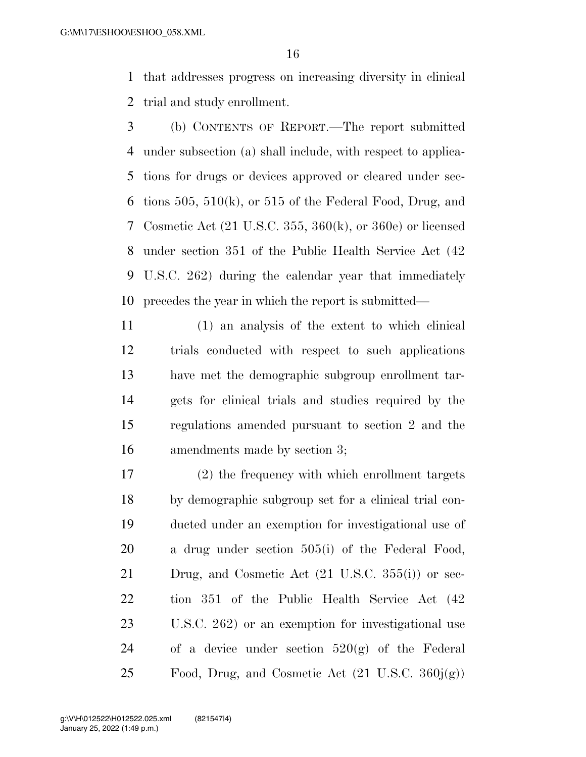that addresses progress on increasing diversity in clinical trial and study enrollment.

(b) CONTENTS OF REPORT.—The report submitted under subsection (a) shall include, with respect to applications for drugs or devices approved or cleared under sections 505, 510(k), or 515 of the Federal Food, Drug, and Cosmetic Act (21 U.S.C. 355, 360(k), or 360e) or licensed under section 351 of the Public Health Service Act (42 U.S.C. 262) during the calendar year that immediately precedes the year in which the report is submitted—

(1) an analysis of the extent to which clinical trials conducted with respect to such applications have met the demographic subgroup enrollment targets for clinical trials and studies required by the regulations amended pursuant to section 2 and the amendments made by section 3;

(2) the frequency with which enrollment targets by demographic subgroup set for a clinical trial conducted under an exemption for investigational use of a drug under section 505(i) of the Federal Food, Drug, and Cosmetic Act (21 U.S.C. 355(i)) or section 351 of the Public Health Service Act (42 U.S.C. 262) or an exemption for investigational use of a device under section 520(g) of the Federal Food, Drug, and Cosmetic Act (21 U.S.C. 360j(g))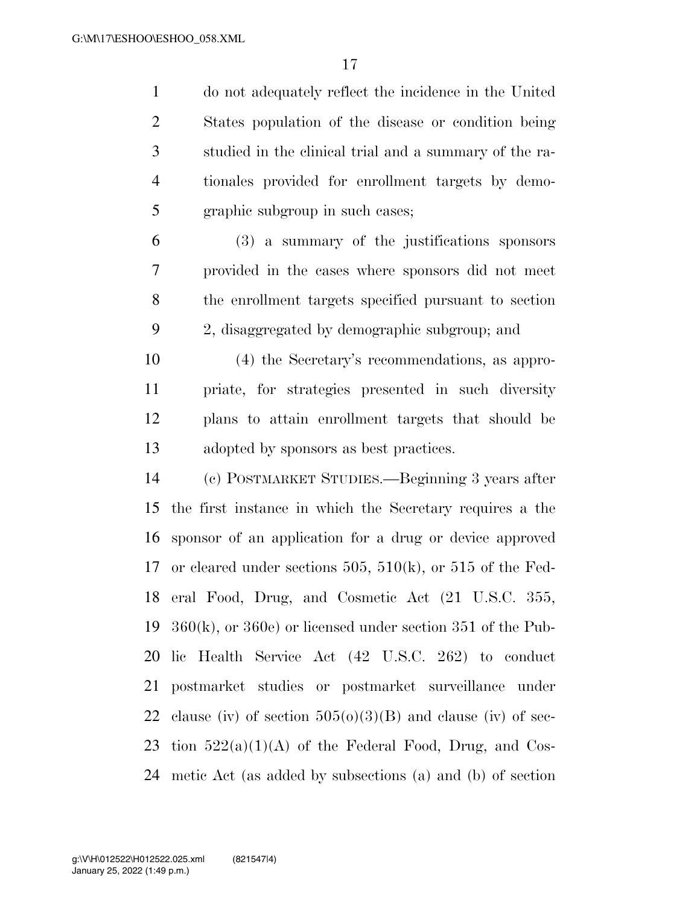do not adequately reflect the incidence in the United States population of the disease or condition being studied in the clinical trial and a summary of the rationales provided for enrollment targets by demographic subgroup in such cases;

(3) a summary of the justifications sponsors provided in the cases where sponsors did not meet the enrollment targets specified pursuant to section 2, disaggregated by demographic subgroup; and

(4) the Secretary's recommendations, as appropriate, for strategies presented in such diversity plans to attain enrollment targets that should be adopted by sponsors as best practices.

(c) POSTMARKET STUDIES.—Beginning 3 years after the first instance in which the Secretary requires a the sponsor of an application for a drug or device approved or cleared under sections 505, 510(k), or 515 of the Federal Food, Drug, and Cosmetic Act (21 U.S.C. 355, 360(k), or 360e) or licensed under section 351 of the Public Health Service Act (42 U.S.C. 262) to conduct postmarket studies or postmarket surveillance under clause (iv) of section 505(o)(3)(B) and clause (iv) of section 522(a)(1)(A) of the Federal Food, Drug, and Cosmetic Act (as added by subsections (a) and (b) of section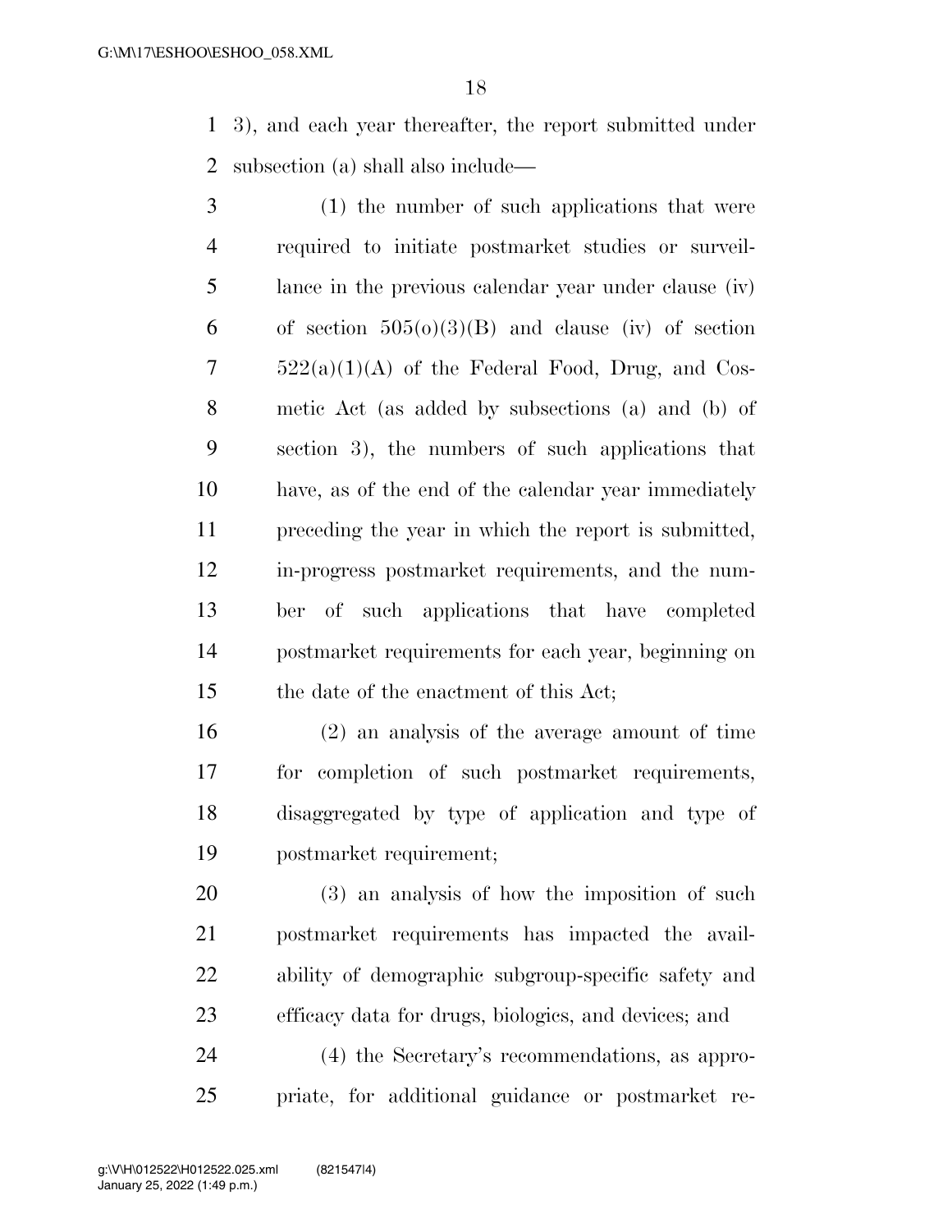3), and each year thereafter, the report submitted under subsection (a) shall also include—

(1) the number of such applications that were required to initiate postmarket studies or surveillance in the previous calendar year under clause (iv) of section 505(o)(3)(B) and clause (iv) of section 522(a)(1)(A) of the Federal Food, Drug, and Cosmetic Act (as added by subsections (a) and (b) of section 3), the numbers of such applications that have, as of the end of the calendar year immediately preceding the year in which the report is submitted, in-progress postmarket requirements, and the number of such applications that have completed postmarket requirements for each year, beginning on the date of the enactment of this Act;

(2) an analysis of the average amount of time for completion of such postmarket requirements, disaggregated by type of application and type of postmarket requirement;

(3) an analysis of how the imposition of such postmarket requirements has impacted the availability of demographic subgroup-specific safety and efficacy data for drugs, biologics, and devices; and

(4) the Secretary's recommendations, as appropriate, for additional guidance or postmarket re-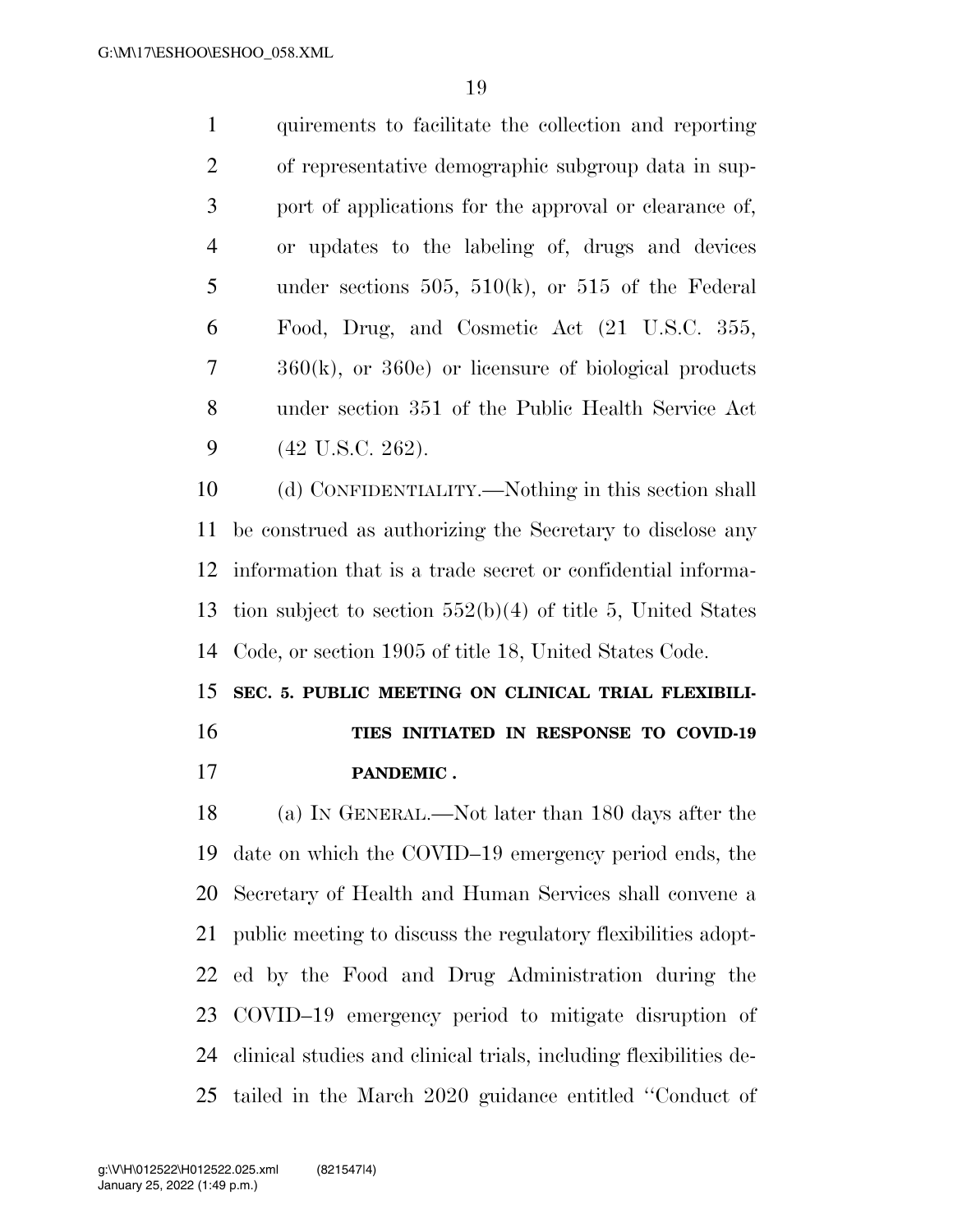quirements to facilitate the collection and reporting of representative demographic subgroup data in support of applications for the approval or clearance of, or updates to the labeling of, drugs and devices under sections 505, 510(k), or 515 of the Federal Food, Drug, and Cosmetic Act (21 U.S.C. 355, 360(k), or 360e) or licensure of biological products under section 351 of the Public Health Service Act (42 U.S.C. 262).

(d) CONFIDENTIALITY.—Nothing in this section shall be construed as authorizing the Secretary to disclose any information that is a trade secret or confidential information subject to section 552(b)(4) of title 5, United States Code, or section 1905 of title 18, United States Code.

**SEC. 5. PUBLIC MEETING ON CLINICAL TRIAL FLEXIBILITIES INITIATED IN RESPONSE TO COVID-19 PANDEMIC .**

(a) IN GENERAL.—Not later than 180 days after the date on which the COVID–19 emergency period ends, the Secretary of Health and Human Services shall convene a public meeting to discuss the regulatory flexibilities adopted by the Food and Drug Administration during the COVID–19 emergency period to mitigate disruption of clinical studies and clinical trials, including flexibilities detailed in the March 2020 guidance entitled ''Conduct of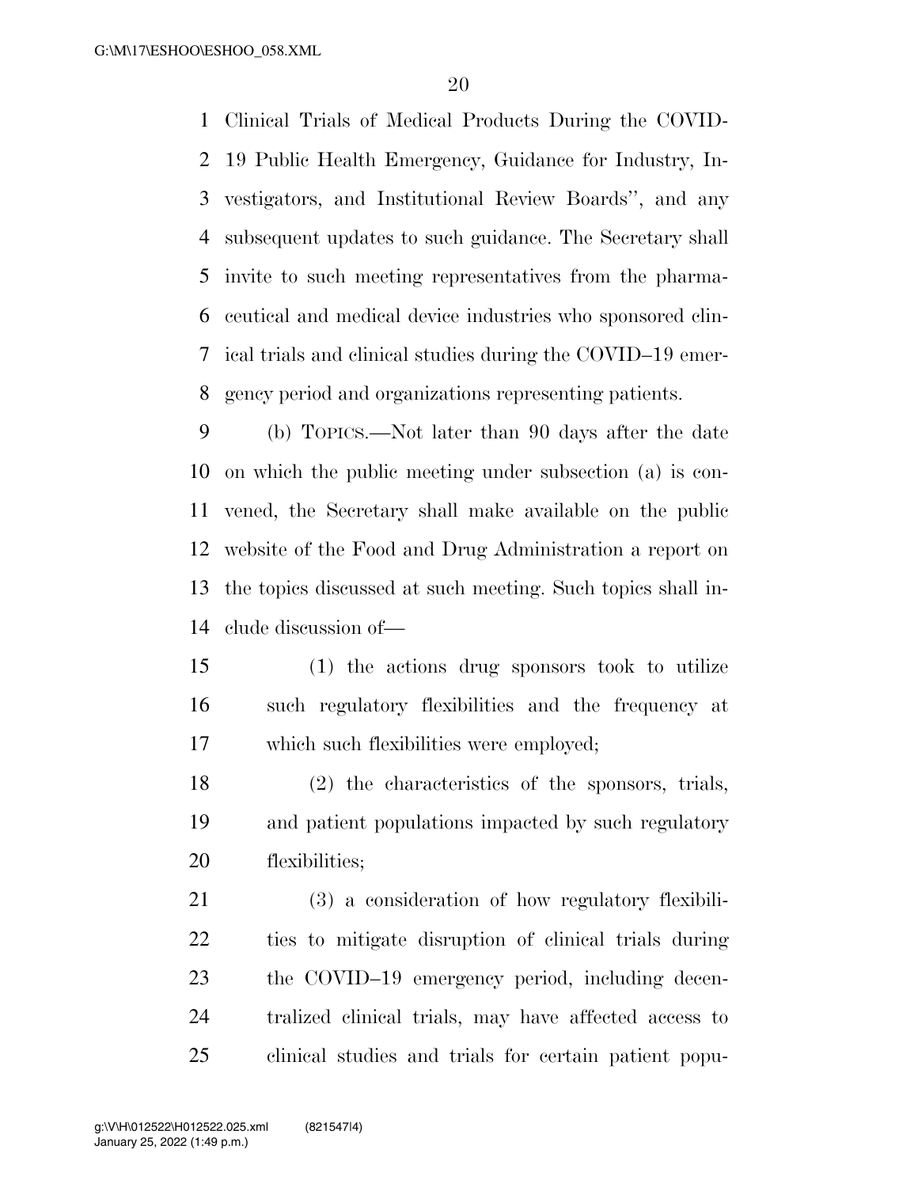Clinical Trials of Medical Products During the COVID-19 Public Health Emergency, Guidance for Industry, Investigators, and Institutional Review Boards'', and any subsequent updates to such guidance. The Secretary shall invite to such meeting representatives from the pharmaceutical and medical device industries who sponsored clinical trials and clinical studies during the COVID–19 emergency period and organizations representing patients.

(b) TOPICS.—Not later than 90 days after the date on which the public meeting under subsection (a) is convened, the Secretary shall make available on the public website of the Food and Drug Administration a report on the topics discussed at such meeting. Such topics shall include discussion of—

(1) the actions drug sponsors took to utilize such regulatory flexibilities and the frequency at which such flexibilities were employed;

(2) the characteristics of the sponsors, trials, and patient populations impacted by such regulatory flexibilities;

(3) a consideration of how regulatory flexibilities to mitigate disruption of clinical trials during the COVID–19 emergency period, including decentralized clinical trials, may have affected access to clinical studies and trials for certain patient popu-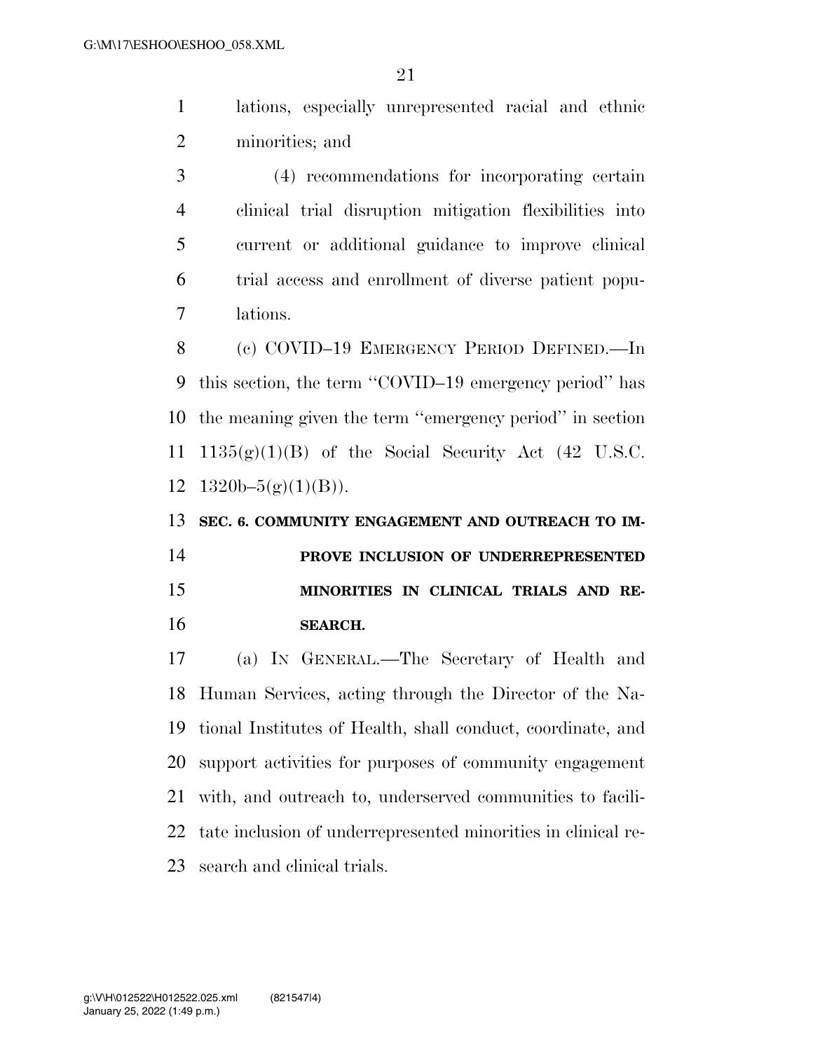lations, especially unrepresented racial and ethnic minorities; and

(4) recommendations for incorporating certain clinical trial disruption mitigation flexibilities into current or additional guidance to improve clinical trial access and enrollment of diverse patient populations.

(c) COVID–19 EMERGENCY PERIOD DEFINED.—In this section, the term ''COVID–19 emergency period'' has the meaning given the term ''emergency period'' in section 1135(g)(1)(B) of the Social Security Act (42 U.S.C. 1320b–5(g)(1)(B)).

**SEC. 6. COMMUNITY ENGAGEMENT AND OUTREACH TO IMPROVE INCLUSION OF UNDERREPRESENTED MINORITIES IN CLINICAL TRIALS AND RESEARCH.**

(a) IN GENERAL.—The Secretary of Health and Human Services, acting through the Director of the National Institutes of Health, shall conduct, coordinate, and support activities for purposes of community engagement with, and outreach to, underserved communities to facilitate inclusion of underrepresented minorities in clinical research and clinical trials.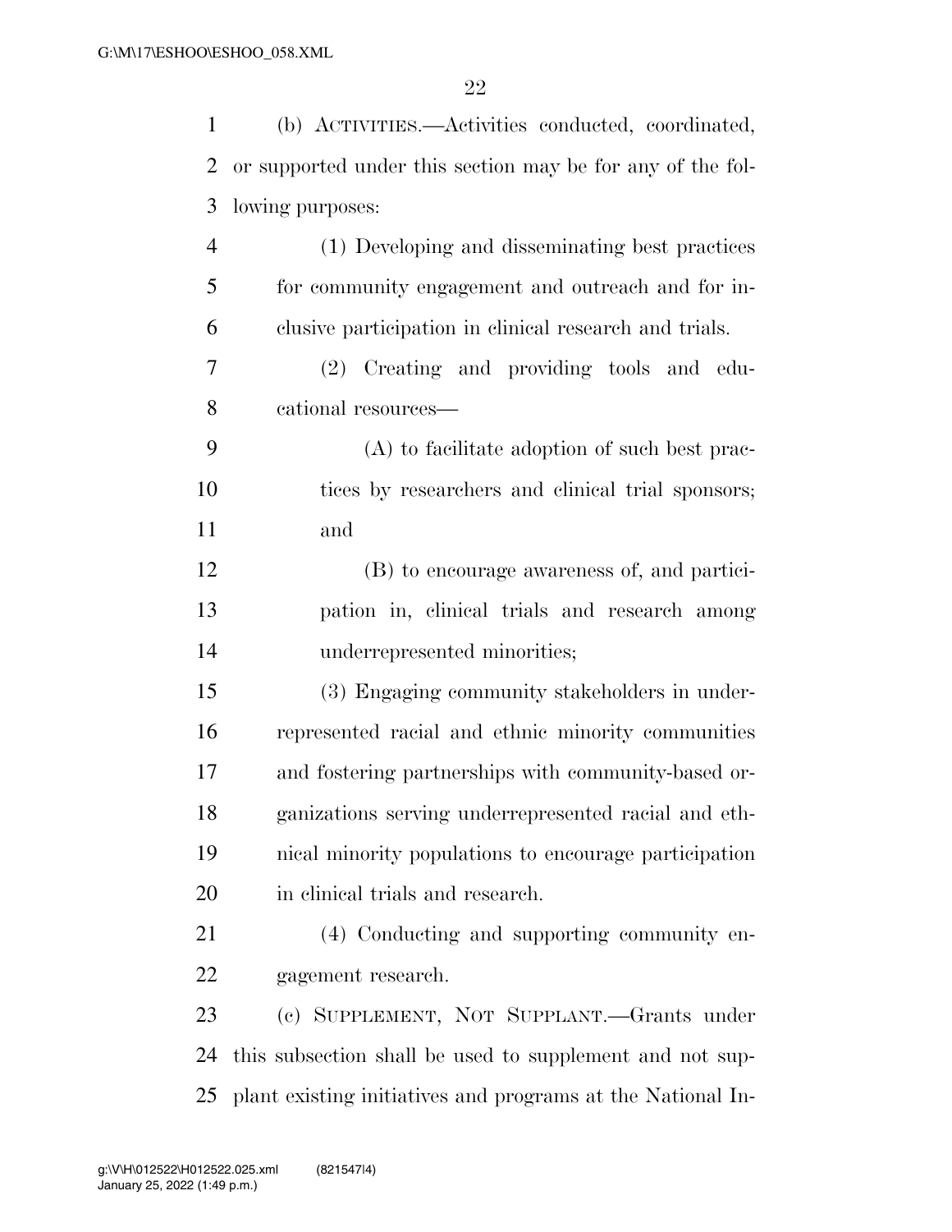(b) ACTIVITIES.—Activities conducted, coordinated, or supported under this section may be for any of the following purposes:

(1) Developing and disseminating best practices for community engagement and outreach and for inclusive participation in clinical research and trials.

(2) Creating and providing tools and educational resources—

(A) to facilitate adoption of such best practices by researchers and clinical trial sponsors; and

(B) to encourage awareness of, and participation in, clinical trials and research among underrepresented minorities;

(3) Engaging community stakeholders in underrepresented racial and ethnic minority communities and fostering partnerships with community-based organizations serving underrepresented racial and ethnical minority populations to encourage participation in clinical trials and research.

(4) Conducting and supporting community engagement research.

(c) SUPPLEMENT, NOT SUPPLANT.—Grants under this subsection shall be used to supplement and not supplant existing initiatives and programs at the National In-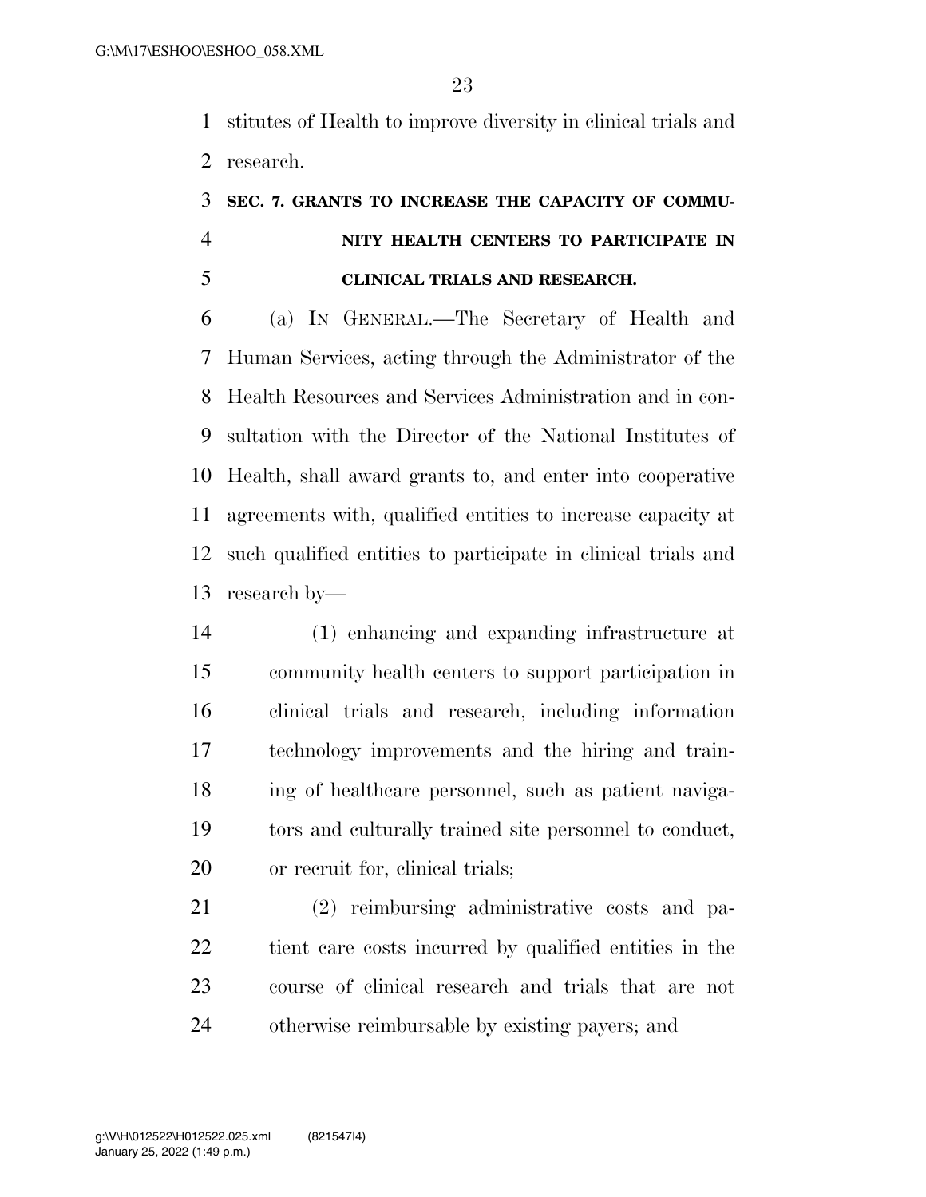stitutes of Health to improve diversity in clinical trials and research.

## SEC. 7. GRANTS TO INCREASE THE CAPACITY OF COMMUNITY HEALTH CENTERS TO PARTICIPATE IN CLINICAL TRIALS AND RESEARCH.

(a) IN GENERAL.—The Secretary of Health and Human Services, acting through the Administrator of the Health Resources and Services Administration and in consultation with the Director of the National Institutes of Health, shall award grants to, and enter into cooperative agreements with, qualified entities to increase capacity at such qualified entities to participate in clinical trials and research by—

(1) enhancing and expanding infrastructure at community health centers to support participation in clinical trials and research, including information technology improvements and the hiring and training of healthcare personnel, such as patient navigators and culturally trained site personnel to conduct, or recruit for, clinical trials;

(2) reimbursing administrative costs and patient care costs incurred by qualified entities in the course of clinical research and trials that are not otherwise reimbursable by existing payers; and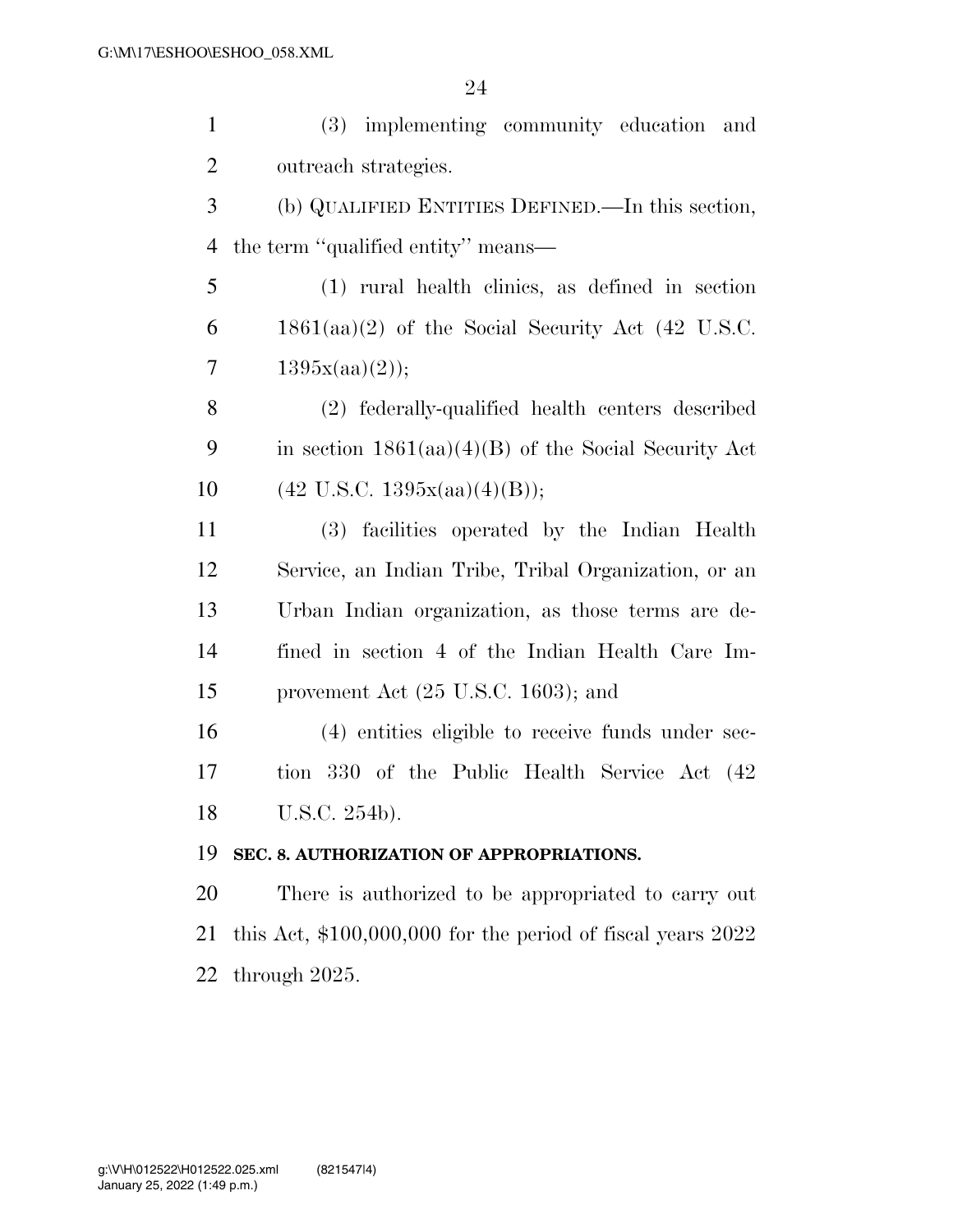(3) implementing community education and outreach strategies.

(b) QUALIFIED ENTITIES DEFINED.—In this section, the term ''qualified entity'' means—

(1) rural health clinics, as defined in section 1861(aa)(2) of the Social Security Act (42 U.S.C. 1395x(aa)(2));

(2) federally-qualified health centers described in section 1861(aa)(4)(B) of the Social Security Act (42 U.S.C. 1395x(aa)(4)(B));

(3) facilities operated by the Indian Health Service, an Indian Tribe, Tribal Organization, or an Urban Indian organization, as those terms are defined in section 4 of the Indian Health Care Improvement Act (25 U.S.C. 1603); and

(4) entities eligible to receive funds under section 330 of the Public Health Service Act (42 U.S.C. 254b).

**SEC. 8. AUTHORIZATION OF APPROPRIATIONS.**

There is authorized to be appropriated to carry out this Act, $100,000,000 for the period of fiscal years 2022 through 2025.